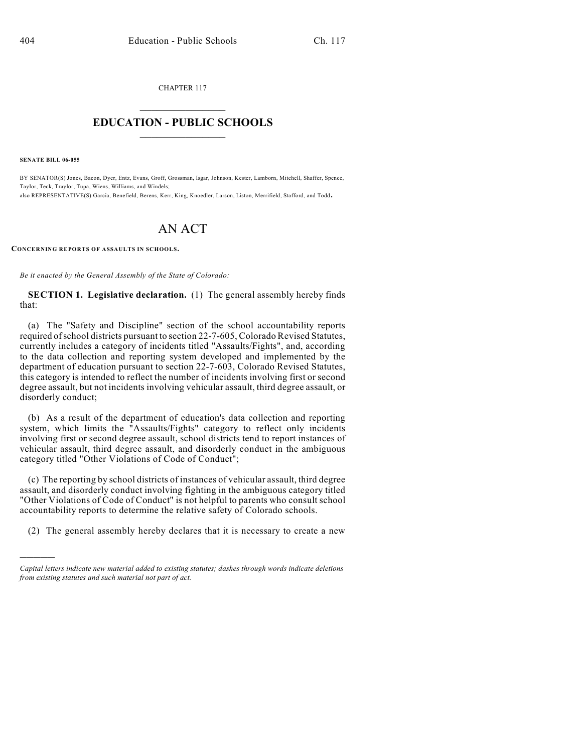CHAPTER 117

# EDUCATION - PUBLIC SCHOOLS

**SENATE BILL 06-055**

BY SENATOR(S) Jones, Bacon, Dyer, Entz, Evans, Groff, Grossman, Isgar, Johnson, Kester, Lamborn, Mitchell, Shaffer, Spence, Taylor, Teck, Traylor, Tupa, Wiens, Williams, and Windels;
also REPRESENTATIVE(S) Garcia, Benefield, Berens, Kerr, King, Knoedler, Larson, Liston, Merrifield, Stafford, and Todd.

# AN ACT

**CONCERNING REPORTS OF ASSAULTS IN SCHOOLS.**

*Be it enacted by the General Assembly of the State of Colorado:*

**SECTION 1. Legislative declaration.** (1) The general assembly hereby finds that:

(a) The "Safety and Discipline" section of the school accountability reports required of school districts pursuant to section 22-7-605, Colorado Revised Statutes, currently includes a category of incidents titled "Assaults/Fights", and, according to the data collection and reporting system developed and implemented by the department of education pursuant to section 22-7-603, Colorado Revised Statutes, this category is intended to reflect the number of incidents involving first or second degree assault, but not incidents involving vehicular assault, third degree assault, or disorderly conduct;

(b) As a result of the department of education's data collection and reporting system, which limits the "Assaults/Fights" category to reflect only incidents involving first or second degree assault, school districts tend to report instances of vehicular assault, third degree assault, and disorderly conduct in the ambiguous category titled "Other Violations of Code of Conduct";

(c) The reporting by school districts of instances of vehicular assault, third degree assault, and disorderly conduct involving fighting in the ambiguous category titled "Other Violations of Code of Conduct" is not helpful to parents who consult school accountability reports to determine the relative safety of Colorado schools.

(2) The general assembly hereby declares that it is necessary to create a new

---

*Capital letters indicate new material added to existing statutes; dashes through words indicate deletions from existing statutes and such material not part of act.*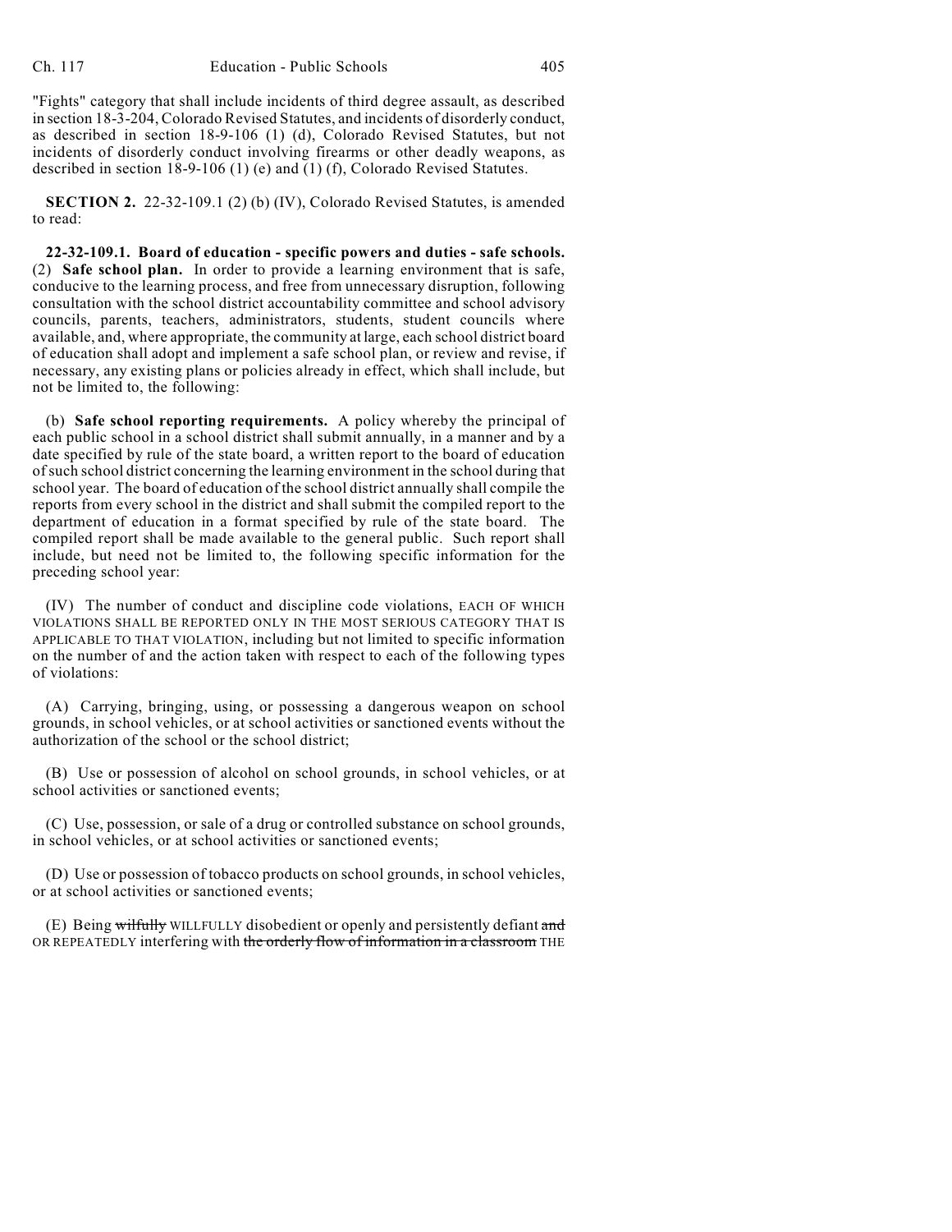"Fights" category that shall include incidents of third degree assault, as described in section 18-3-204, Colorado Revised Statutes, and incidents of disorderly conduct, as described in section 18-9-106 (1) (d), Colorado Revised Statutes, but not incidents of disorderly conduct involving firearms or other deadly weapons, as described in section 18-9-106 (1) (e) and (1) (f), Colorado Revised Statutes.

**SECTION 2.** 22-32-109.1 (2) (b) (IV), Colorado Revised Statutes, is amended to read:

**22-32-109.1. Board of education - specific powers and duties - safe schools.** (2) **Safe school plan.** In order to provide a learning environment that is safe, conducive to the learning process, and free from unnecessary disruption, following consultation with the school district accountability committee and school advisory councils, parents, teachers, administrators, students, student councils where available, and, where appropriate, the community at large, each school district board of education shall adopt and implement a safe school plan, or review and revise, if necessary, any existing plans or policies already in effect, which shall include, but not be limited to, the following:

(b) **Safe school reporting requirements.** A policy whereby the principal of each public school in a school district shall submit annually, in a manner and by a date specified by rule of the state board, a written report to the board of education of such school district concerning the learning environment in the school during that school year. The board of education of the school district annually shall compile the reports from every school in the district and shall submit the compiled report to the department of education in a format specified by rule of the state board. The compiled report shall be made available to the general public. Such report shall include, but need not be limited to, the following specific information for the preceding school year:

(IV) The number of conduct and discipline code violations, EACH OF WHICH VIOLATIONS SHALL BE REPORTED ONLY IN THE MOST SERIOUS CATEGORY THAT IS APPLICABLE TO THAT VIOLATION, including but not limited to specific information on the number of and the action taken with respect to each of the following types of violations:

(A) Carrying, bringing, using, or possessing a dangerous weapon on school grounds, in school vehicles, or at school activities or sanctioned events without the authorization of the school or the school district;

(B) Use or possession of alcohol on school grounds, in school vehicles, or at school activities or sanctioned events;

(C) Use, possession, or sale of a drug or controlled substance on school grounds, in school vehicles, or at school activities or sanctioned events;

(D) Use or possession of tobacco products on school grounds, in school vehicles, or at school activities or sanctioned events;

(E) Being ~~wilfully~~ WILLFULLY disobedient or openly and persistently defiant ~~and~~ OR REPEATEDLY interfering with ~~the orderly flow of information in a classroom~~ THE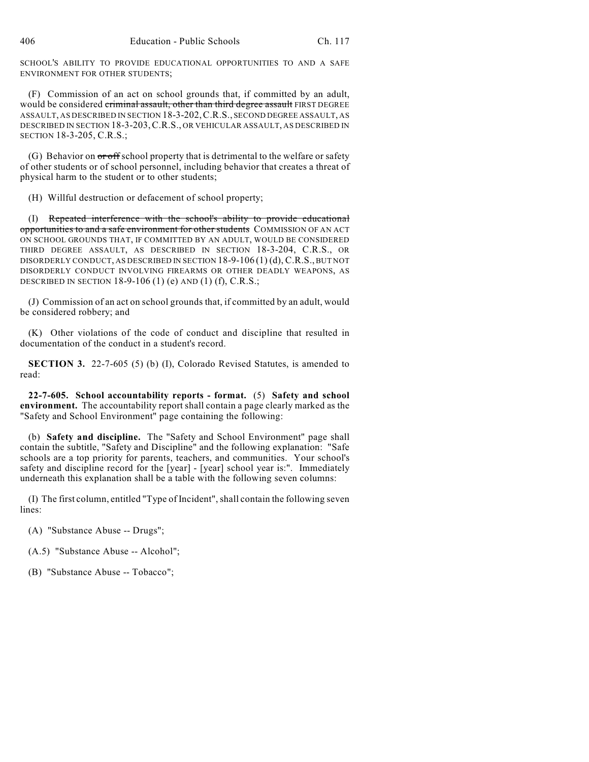SCHOOL'S ABILITY TO PROVIDE EDUCATIONAL OPPORTUNITIES TO AND A SAFE ENVIRONMENT FOR OTHER STUDENTS;

(F) Commission of an act on school grounds that, if committed by an adult, would be considered ~~criminal assault, other than third degree assault~~ FIRST DEGREE ASSAULT, AS DESCRIBED IN SECTION 18-3-202, C.R.S., SECOND DEGREE ASSAULT, AS DESCRIBED IN SECTION 18-3-203, C.R.S., OR VEHICULAR ASSAULT, AS DESCRIBED IN SECTION 18-3-205, C.R.S.;

(G) Behavior on ~~or off~~ school property that is detrimental to the welfare or safety of other students or of school personnel, including behavior that creates a threat of physical harm to the student or to other students;

(H) Willful destruction or defacement of school property;

(I) ~~Repeated interference with the school's ability to provide educational opportunities to and a safe environment for other students~~ COMMISSION OF AN ACT ON SCHOOL GROUNDS THAT, IF COMMITTED BY AN ADULT, WOULD BE CONSIDERED THIRD DEGREE ASSAULT, AS DESCRIBED IN SECTION 18-3-204, C.R.S., OR DISORDERLY CONDUCT, AS DESCRIBED IN SECTION 18-9-106 (1) (d), C.R.S., BUT NOT DISORDERLY CONDUCT INVOLVING FIREARMS OR OTHER DEADLY WEAPONS, AS DESCRIBED IN SECTION 18-9-106 (1) (e) AND (1) (f), C.R.S.;

(J) Commission of an act on school grounds that, if committed by an adult, would be considered robbery; and

(K) Other violations of the code of conduct and discipline that resulted in documentation of the conduct in a student's record.

**SECTION 3.** 22-7-605 (5) (b) (I), Colorado Revised Statutes, is amended to read:

**22-7-605. School accountability reports - format.** (5) **Safety and school environment.** The accountability report shall contain a page clearly marked as the "Safety and School Environment" page containing the following:

(b) **Safety and discipline.** The "Safety and School Environment" page shall contain the subtitle, "Safety and Discipline" and the following explanation: "Safe schools are a top priority for parents, teachers, and communities. Your school's safety and discipline record for the [year] - [year] school year is:". Immediately underneath this explanation shall be a table with the following seven columns:

(I) The first column, entitled "Type of Incident", shall contain the following seven lines:

(A) "Substance Abuse -- Drugs";

(A.5) "Substance Abuse -- Alcohol";

(B) "Substance Abuse -- Tobacco";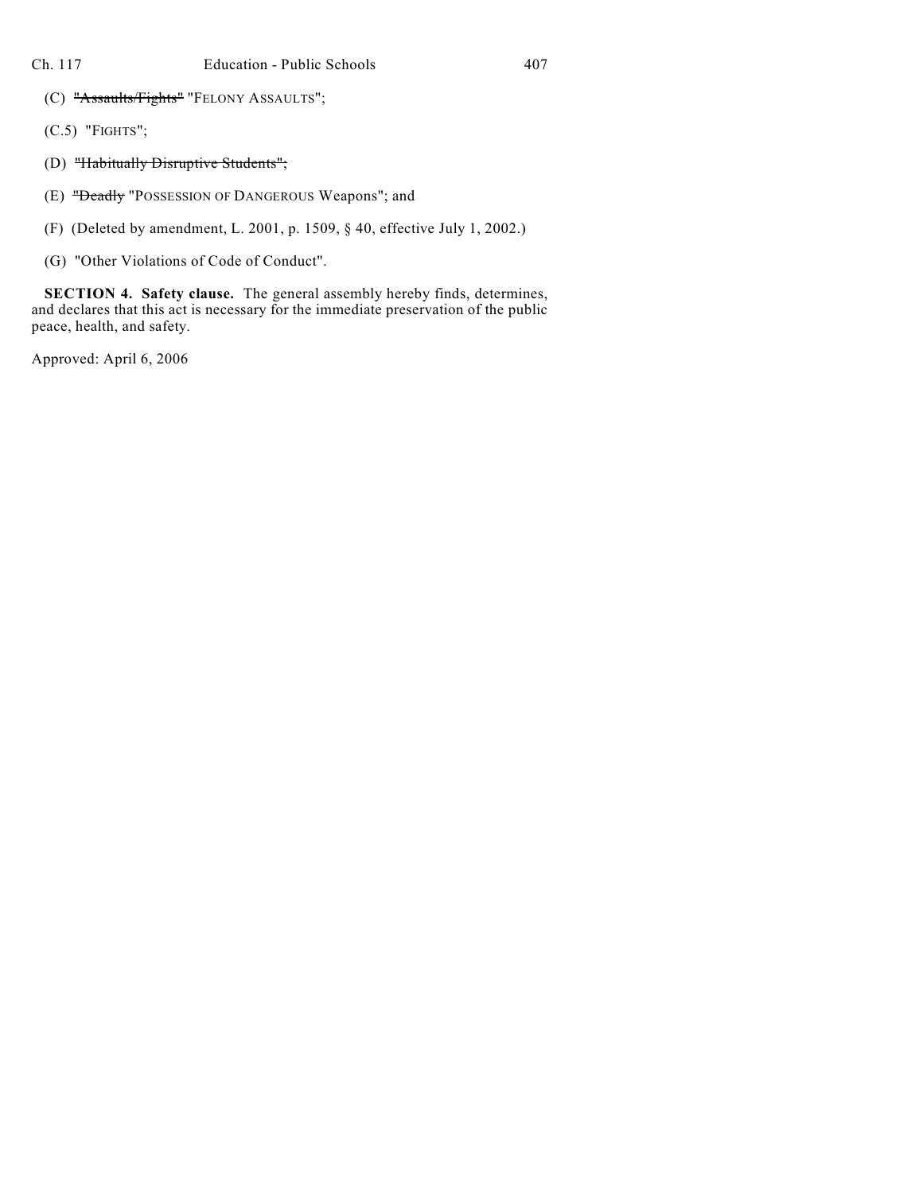(C) ~~"Assaults/Fights"~~ "FELONY ASSAULTS";

(C.5) "FIGHTS";

(D) ~~"Habitually Disruptive Students";~~

(E) ~~"Deadly~~ "POSSESSION OF DANGEROUS Weapons"; and

(F) (Deleted by amendment, L. 2001, p. 1509, § 40, effective July 1, 2002.)

(G) "Other Violations of Code of Conduct".

**SECTION 4. Safety clause.** The general assembly hereby finds, determines, and declares that this act is necessary for the immediate preservation of the public peace, health, and safety.

Approved: April 6, 2006